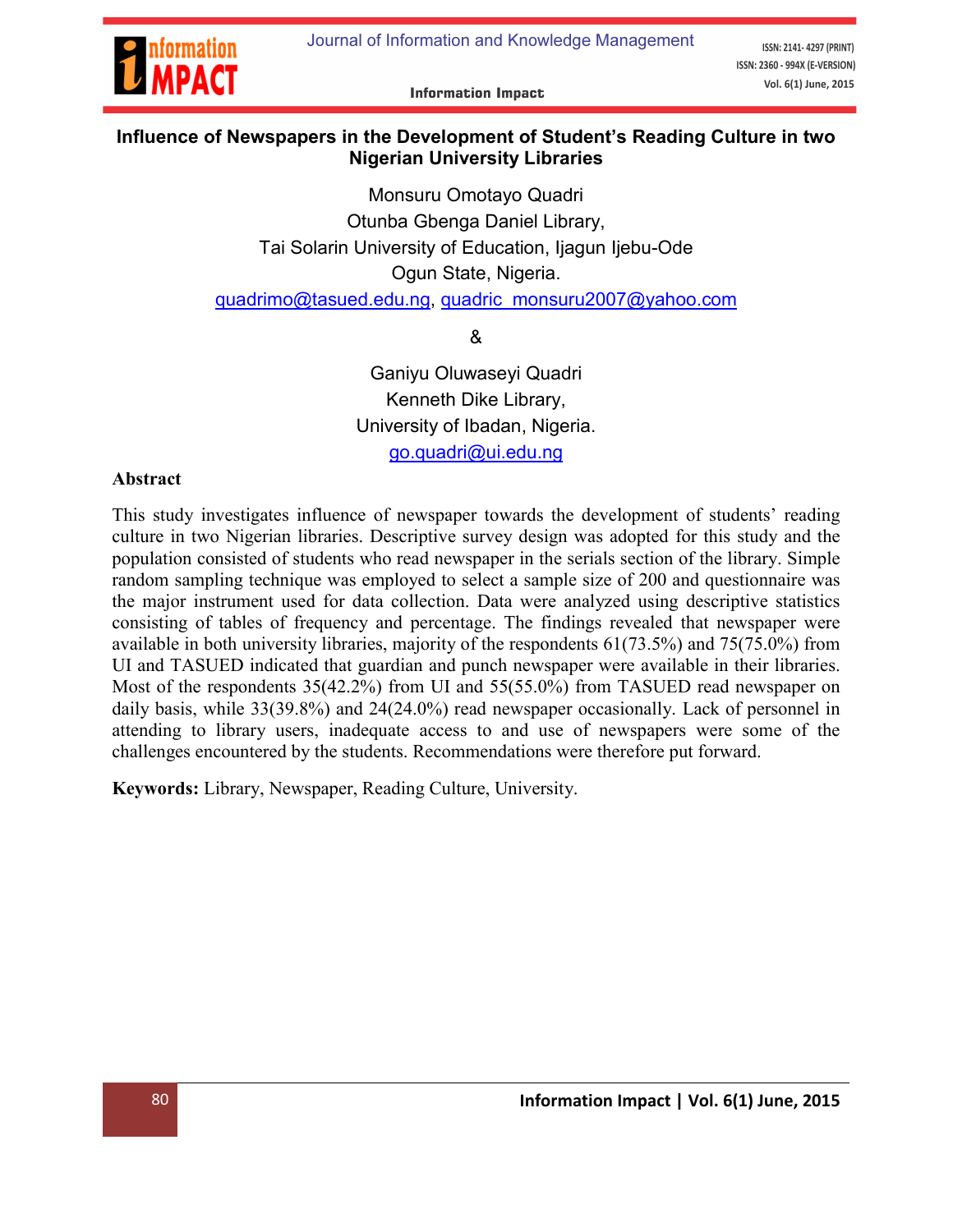# Influence of Newspapers in the Development of Student's Reading Culture in two Nigerian University Libraries

Monsuru Omotayo Quadri
Otunba Gbenga Daniel Library,
Tai Solarin University of Education, Ijagun Ijebu-Ode
Ogun State, Nigeria.
quadrimo@tasued.edu.ng, quadric_monsuru2007@yahoo.com

&

Ganiyu Oluwaseyi Quadri
Kenneth Dike Library,
University of Ibadan, Nigeria.
go.quadri@ui.edu.ng

## Abstract

This study investigates influence of newspaper towards the development of students' reading culture in two Nigerian libraries. Descriptive survey design was adopted for this study and the population consisted of students who read newspaper in the serials section of the library. Simple random sampling technique was employed to select a sample size of 200 and questionnaire was the major instrument used for data collection. Data were analyzed using descriptive statistics consisting of tables of frequency and percentage. The findings revealed that newspaper were available in both university libraries, majority of the respondents 61(73.5%) and 75(75.0%) from UI and TASUED indicated that guardian and punch newspaper were available in their libraries. Most of the respondents 35(42.2%) from UI and 55(55.0%) from TASUED read newspaper on daily basis, while 33(39.8%) and 24(24.0%) read newspaper occasionally. Lack of personnel in attending to library users, inadequate access to and use of newspapers were some of the challenges encountered by the students. Recommendations were therefore put forward.

**Keywords:** Library, Newspaper, Reading Culture, University.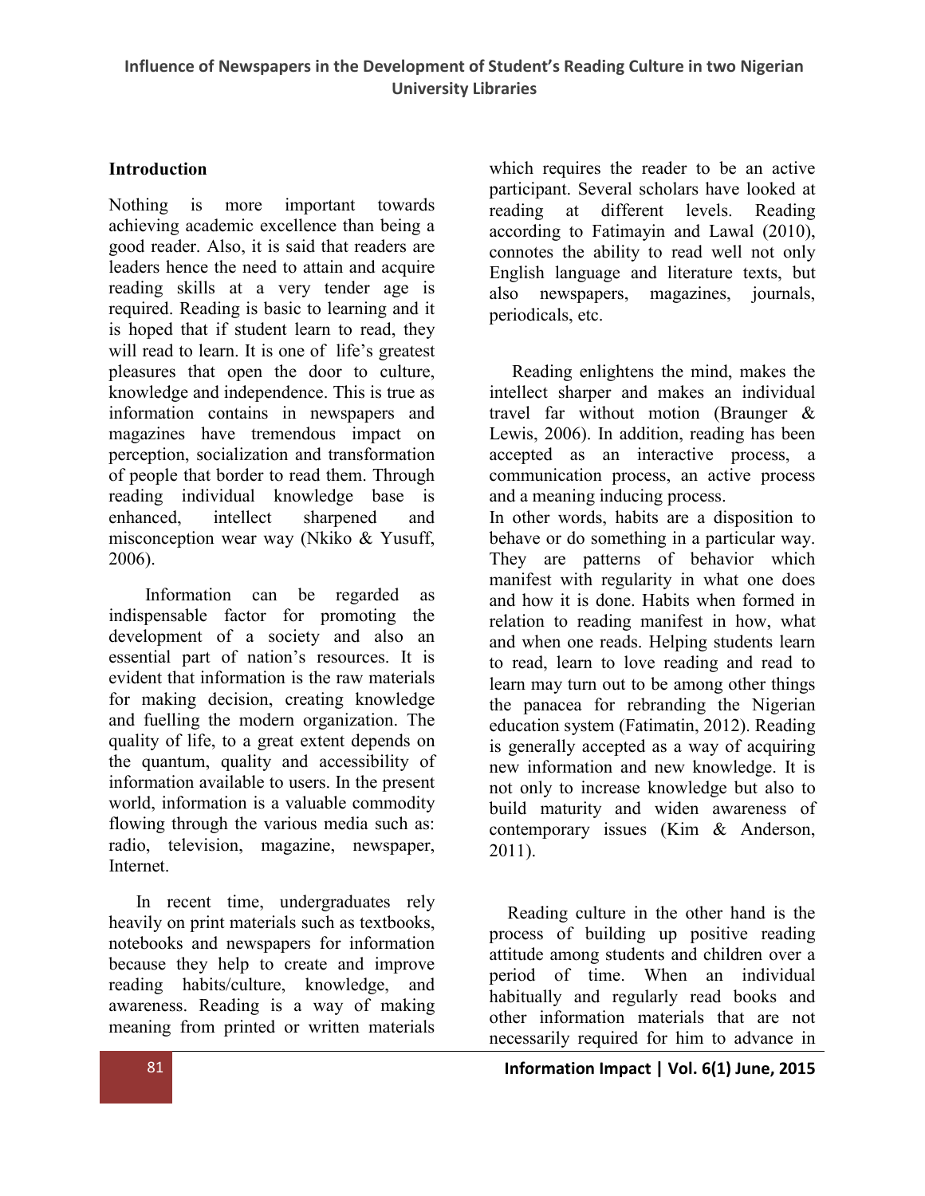## Introduction

Nothing is more important towards achieving academic excellence than being a good reader. Also, it is said that readers are leaders hence the need to attain and acquire reading skills at a very tender age is required. Reading is basic to learning and it is hoped that if student learn to read, they will read to learn. It is one of life's greatest pleasures that open the door to culture, knowledge and independence. This is true as information contains in newspapers and magazines have tremendous impact on perception, socialization and transformation of people that border to read them. Through reading individual knowledge base is enhanced, intellect sharpened and misconception wear way (Nkiko & Yusuff, 2006).

Information can be regarded as indispensable factor for promoting the development of a society and also an essential part of nation's resources. It is evident that information is the raw materials for making decision, creating knowledge and fuelling the modern organization. The quality of life, to a great extent depends on the quantum, quality and accessibility of information available to users. In the present world, information is a valuable commodity flowing through the various media such as: radio, television, magazine, newspaper, Internet.

In recent time, undergraduates rely heavily on print materials such as textbooks, notebooks and newspapers for information because they help to create and improve reading habits/culture, knowledge, and awareness. Reading is a way of making meaning from printed or written materials which requires the reader to be an active participant. Several scholars have looked at reading at different levels. Reading according to Fatimayin and Lawal (2010), connotes the ability to read well not only English language and literature texts, but also newspapers, magazines, journals, periodicals, etc.

Reading enlightens the mind, makes the intellect sharper and makes an individual travel far without motion (Braunger & Lewis, 2006). In addition, reading has been accepted as an interactive process, a communication process, an active process and a meaning inducing process.

In other words, habits are a disposition to behave or do something in a particular way. They are patterns of behavior which manifest with regularity in what one does and how it is done. Habits when formed in relation to reading manifest in how, what and when one reads. Helping students learn to read, learn to love reading and read to learn may turn out to be among other things the panacea for rebranding the Nigerian education system (Fatimatin, 2012). Reading is generally accepted as a way of acquiring new information and new knowledge. It is not only to increase knowledge but also to build maturity and widen awareness of contemporary issues (Kim & Anderson, 2011).

Reading culture in the other hand is the process of building up positive reading attitude among students and children over a period of time. When an individual habitually and regularly read books and other information materials that are not necessarily required for him to advance in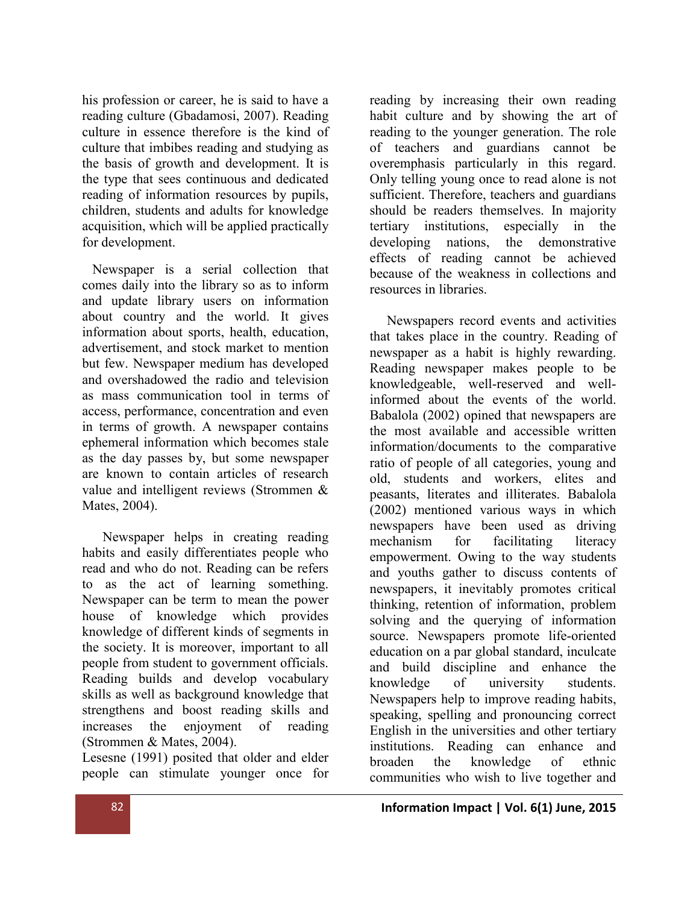his profession or career, he is said to have a reading culture (Gbadamosi, 2007). Reading culture in essence therefore is the kind of culture that imbibes reading and studying as the basis of growth and development. It is the type that sees continuous and dedicated reading of information resources by pupils, children, students and adults for knowledge acquisition, which will be applied practically for development.

Newspaper is a serial collection that comes daily into the library so as to inform and update library users on information about country and the world. It gives information about sports, health, education, advertisement, and stock market to mention but few. Newspaper medium has developed and overshadowed the radio and television as mass communication tool in terms of access, performance, concentration and even in terms of growth. A newspaper contains ephemeral information which becomes stale as the day passes by, but some newspaper are known to contain articles of research value and intelligent reviews (Strommen & Mates, 2004).

Newspaper helps in creating reading habits and easily differentiates people who read and who do not. Reading can be refers to as the act of learning something. Newspaper can be term to mean the power house of knowledge which provides knowledge of different kinds of segments in the society. It is moreover, important to all people from student to government officials. Reading builds and develop vocabulary skills as well as background knowledge that strengthens and boost reading skills and increases the enjoyment of reading (Strommen & Mates, 2004).

Lesesne (1991) posited that older and elder people can stimulate younger once for reading by increasing their own reading habit culture and by showing the art of reading to the younger generation. The role of teachers and guardians cannot be overemphasis particularly in this regard. Only telling young once to read alone is not sufficient. Therefore, teachers and guardians should be readers themselves. In majority tertiary institutions, especially in the developing nations, the demonstrative effects of reading cannot be achieved because of the weakness in collections and resources in libraries.

Newspapers record events and activities that takes place in the country. Reading of newspaper as a habit is highly rewarding. Reading newspaper makes people to be knowledgeable, well-reserved and well-informed about the events of the world. Babalola (2002) opined that newspapers are the most available and accessible written information/documents to the comparative ratio of people of all categories, young and old, students and workers, elites and peasants, literates and illiterates. Babalola (2002) mentioned various ways in which newspapers have been used as driving mechanism for facilitating literacy empowerment. Owing to the way students and youths gather to discuss contents of newspapers, it inevitably promotes critical thinking, retention of information, problem solving and the querying of information source. Newspapers promote life-oriented education on a par global standard, inculcate and build discipline and enhance the knowledge of university students. Newspapers help to improve reading habits, speaking, spelling and pronouncing correct English in the universities and other tertiary institutions. Reading can enhance and broaden the knowledge of ethnic communities who wish to live together and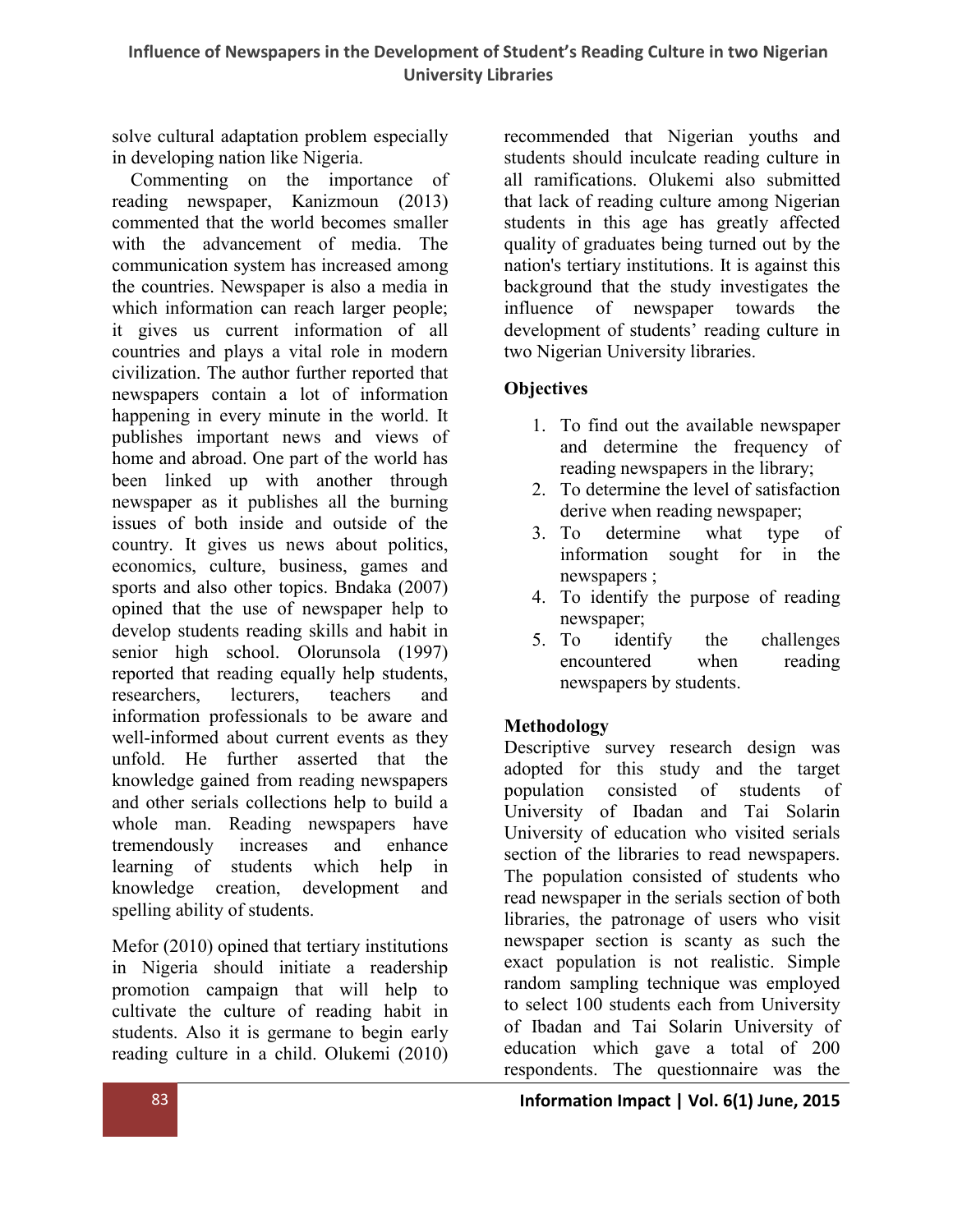solve cultural adaptation problem especially in developing nation like Nigeria.

Commenting on the importance of reading newspaper, Kanizmoun (2013) commented that the world becomes smaller with the advancement of media. The communication system has increased among the countries. Newspaper is also a media in which information can reach larger people; it gives us current information of all countries and plays a vital role in modern civilization. The author further reported that newspapers contain a lot of information happening in every minute in the world. It publishes important news and views of home and abroad. One part of the world has been linked up with another through newspaper as it publishes all the burning issues of both inside and outside of the country. It gives us news about politics, economics, culture, business, games and sports and also other topics. Bndaka (2007) opined that the use of newspaper help to develop students reading skills and habit in senior high school. Olorunsola (1997) reported that reading equally help students, researchers, lecturers, teachers and information professionals to be aware and well-informed about current events as they unfold. He further asserted that the knowledge gained from reading newspapers and other serials collections help to build a whole man. Reading newspapers have tremendously increases and enhance learning of students which help in knowledge creation, development and spelling ability of students.

Mefor (2010) opined that tertiary institutions in Nigeria should initiate a readership promotion campaign that will help to cultivate the culture of reading habit in students. Also it is germane to begin early reading culture in a child. Olukemi (2010) recommended that Nigerian youths and students should inculcate reading culture in all ramifications. Olukemi also submitted that lack of reading culture among Nigerian students in this age has greatly affected quality of graduates being turned out by the nation's tertiary institutions. It is against this background that the study investigates the influence of newspaper towards the development of students' reading culture in two Nigerian University libraries.

## Objectives

1. To find out the available newspaper and determine the frequency of reading newspapers in the library;
2. To determine the level of satisfaction derive when reading newspaper;
3. To determine what type of information sought for in the newspapers ;
4. To identify the purpose of reading newspaper;
5. To identify the challenges encountered when reading newspapers by students.

## Methodology

Descriptive survey research design was adopted for this study and the target population consisted of students of University of Ibadan and Tai Solarin University of education who visited serials section of the libraries to read newspapers. The population consisted of students who read newspaper in the serials section of both libraries, the patronage of users who visit newspaper section is scanty as such the exact population is not realistic. Simple random sampling technique was employed to select 100 students each from University of Ibadan and Tai Solarin University of education which gave a total of 200 respondents. The questionnaire was the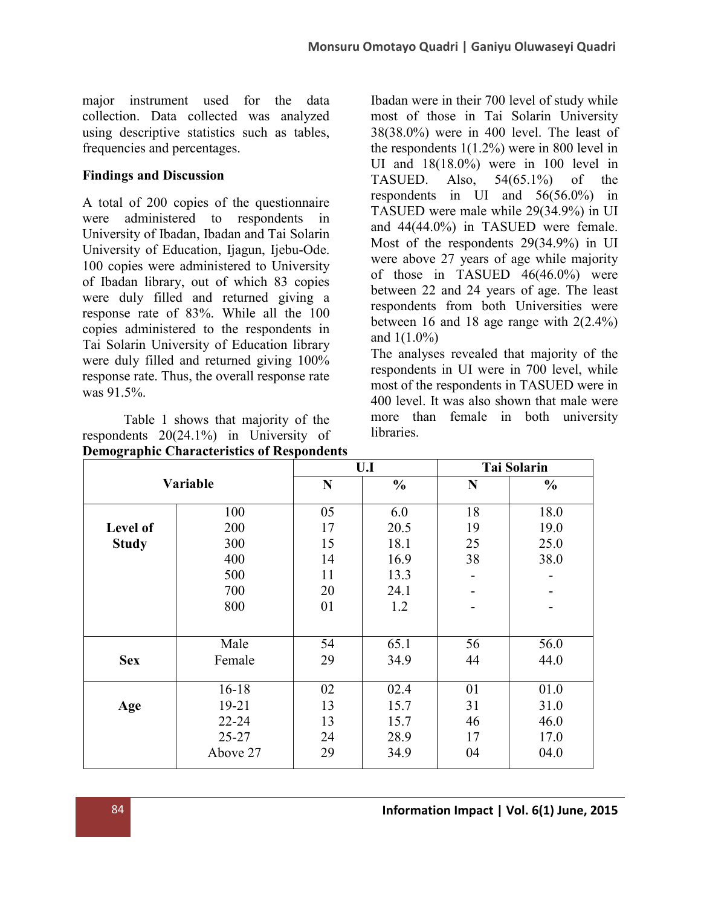major instrument used for the data collection. Data collected was analyzed using descriptive statistics such as tables, frequencies and percentages.

**Findings and Discussion**

A total of 200 copies of the questionnaire were administered to respondents in University of Ibadan, Ibadan and Tai Solarin University of Education, Ijagun, Ijebu-Ode. 100 copies were administered to University of Ibadan library, out of which 83 copies were duly filled and returned giving a response rate of 83%. While all the 100 copies administered to the respondents in Tai Solarin University of Education library were duly filled and returned giving 100% response rate. Thus, the overall response rate was 91.5%.

Table 1 shows that majority of the respondents 20(24.1%) in University of Ibadan were in their 700 level of study while most of those in Tai Solarin University 38(38.0%) were in 400 level. The least of the respondents 1(1.2%) were in 800 level in UI and 18(18.0%) were in 100 level in TASUED. Also, 54(65.1%) of the respondents in UI and 56(56.0%) in TASUED were male while 29(34.9%) in UI and 44(44.0%) in TASUED were female. Most of the respondents 29(34.9%) in UI were above 27 years of age while majority of those in TASUED 46(46.0%) were between 22 and 24 years of age. The least respondents from both Universities were between 16 and 18 age range with 2(2.4%) and 1(1.0%)

The analyses revealed that majority of the respondents in UI were in 700 level, while most of the respondents in TASUED were in 400 level. It was also shown that male were more than female in both university libraries.

**Demographic Characteristics of Respondents**

| Variable | | U.I | | Tai Solarin | |
|---|---|---|---|---|---|
| | | N | % | N | % |
| Level of Study | 100 | 05 | 6.0 | 18 | 18.0 |
| | 200 | 17 | 20.5 | 19 | 19.0 |
| | 300 | 15 | 18.1 | 25 | 25.0 |
| | 400 | 14 | 16.9 | 38 | 38.0 |
| | 500 | 11 | 13.3 | - | - |
| | 700 | 20 | 24.1 | - | - |
| | 800 | 01 | 1.2 | - | - |
| Sex | Male | 54 | 65.1 | 56 | 56.0 |
| | Female | 29 | 34.9 | 44 | 44.0 |
| Age | 16-18 | 02 | 02.4 | 01 | 01.0 |
| | 19-21 | 13 | 15.7 | 31 | 31.0 |
| | 22-24 | 13 | 15.7 | 46 | 46.0 |
| | 25-27 | 24 | 28.9 | 17 | 17.0 |
| | Above 27 | 29 | 34.9 | 04 | 04.0 |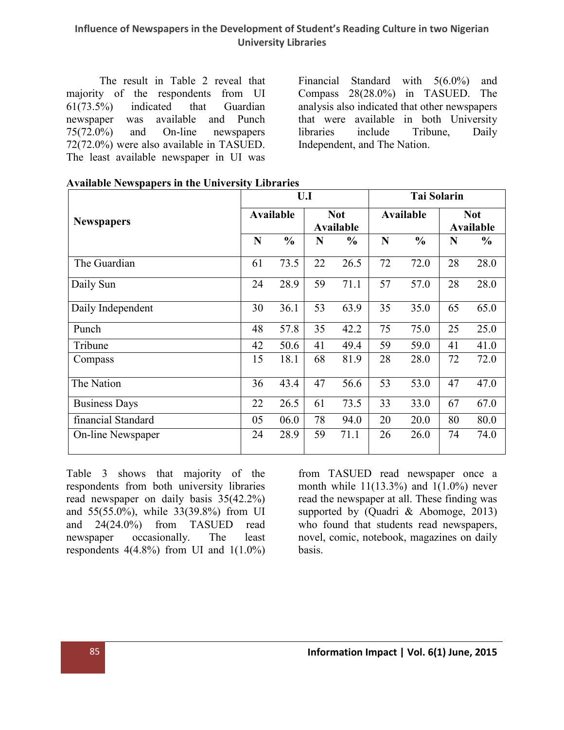The result in Table 2 reveal that majority of the respondents from UI 61(73.5%) indicated that Guardian newspaper was available and Punch 75(72.0%) and On-line newspapers 72(72.0%) were also available in TASUED. The least available newspaper in UI was Financial Standard with 5(6.0%) and Compass 28(28.0%) in TASUED. The analysis also indicated that other newspapers that were available in both University libraries include Tribune, Daily Independent, and The Nation.

**Available Newspapers in the University Libraries**

| Newspapers | U.I | | | | Tai Solarin | | | |
|---|---|---|---|---|---|---|---|---|
| | Available | | Not Available | | Available | | Not Available | |
| | N | % | N | % | N | % | N | % |
| The Guardian | 61 | 73.5 | 22 | 26.5 | 72 | 72.0 | 28 | 28.0 |
| Daily Sun | 24 | 28.9 | 59 | 71.1 | 57 | 57.0 | 28 | 28.0 |
| Daily Independent | 30 | 36.1 | 53 | 63.9 | 35 | 35.0 | 65 | 65.0 |
| Punch | 48 | 57.8 | 35 | 42.2 | 75 | 75.0 | 25 | 25.0 |
| Tribune | 42 | 50.6 | 41 | 49.4 | 59 | 59.0 | 41 | 41.0 |
| Compass | 15 | 18.1 | 68 | 81.9 | 28 | 28.0 | 72 | 72.0 |
| The Nation | 36 | 43.4 | 47 | 56.6 | 53 | 53.0 | 47 | 47.0 |
| Business Days | 22 | 26.5 | 61 | 73.5 | 33 | 33.0 | 67 | 67.0 |
| financial Standard | 05 | 06.0 | 78 | 94.0 | 20 | 20.0 | 80 | 80.0 |
| On-line Newspaper | 24 | 28.9 | 59 | 71.1 | 26 | 26.0 | 74 | 74.0 |

Table 3 shows that majority of the respondents from both university libraries read newspaper on daily basis 35(42.2%) and 55(55.0%), while 33(39.8%) from UI and 24(24.0%) from TASUED read newspaper occasionally. The least respondents 4(4.8%) from UI and 1(1.0%) from TASUED read newspaper once a month while 11(13.3%) and 1(1.0%) never read the newspaper at all. These finding was supported by (Quadri & Abomoge, 2013) who found that students read newspapers, novel, comic, notebook, magazines on daily basis.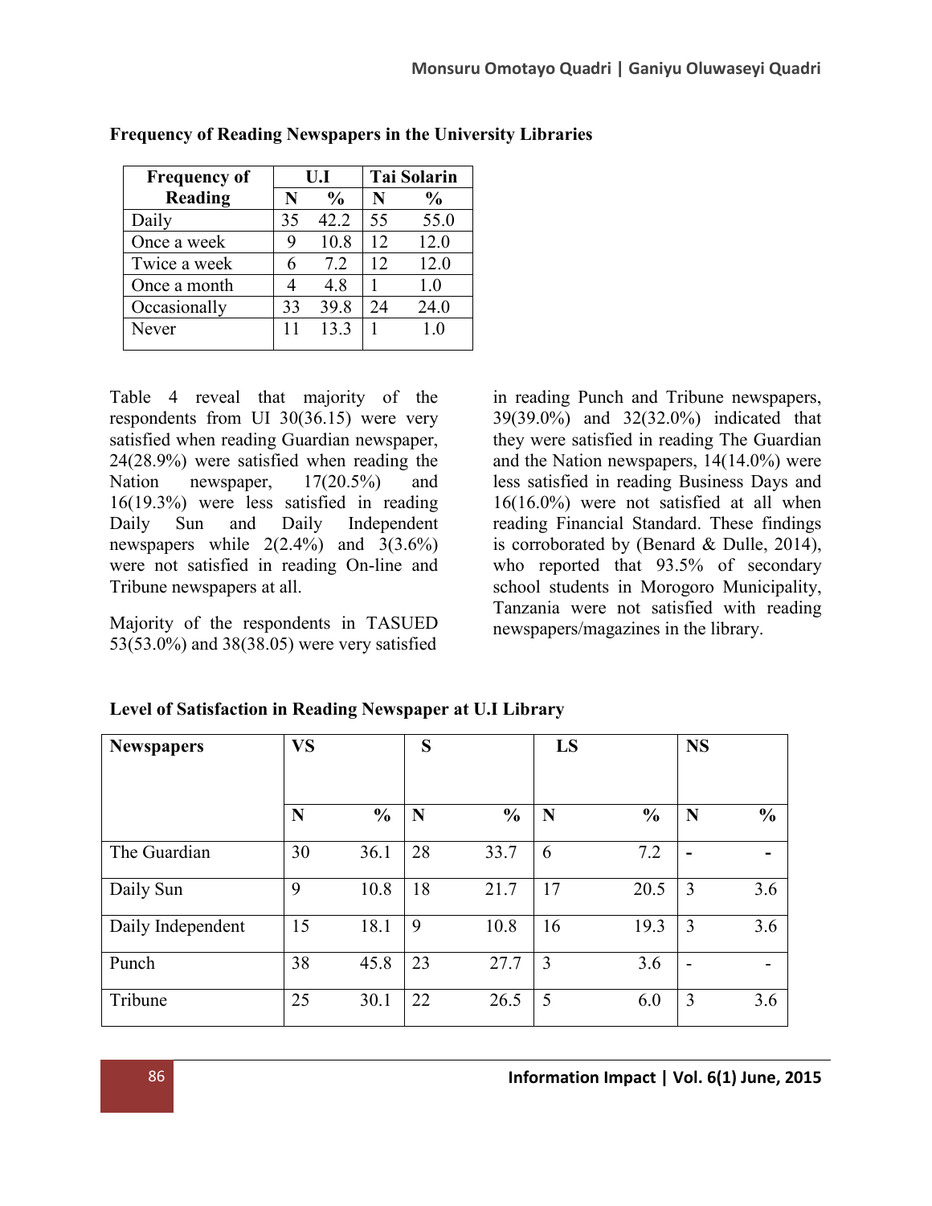**Frequency of Reading Newspapers in the University Libraries**

| Frequency of Reading | U.I | | Tai Solarin | |
|---|---|---|---|---|
| | N | % | N | % |
| Daily | 35 | 42.2 | 55 | 55.0 |
| Once a week | 9 | 10.8 | 12 | 12.0 |
| Twice a week | 6 | 7.2 | 12 | 12.0 |
| Once a month | 4 | 4.8 | 1 | 1.0 |
| Occasionally | 33 | 39.8 | 24 | 24.0 |
| Never | 11 | 13.3 | 1 | 1.0 |

Table 4 reveal that majority of the respondents from UI 30(36.15) were very satisfied when reading Guardian newspaper, 24(28.9%) were satisfied when reading the Nation newspaper, 17(20.5%) and 16(19.3%) were less satisfied in reading Daily Sun and Daily Independent newspapers while 2(2.4%) and 3(3.6%) were not satisfied in reading On-line and Tribune newspapers at all.

Majority of the respondents in TASUED 53(53.0%) and 38(38.05) were very satisfied in reading Punch and Tribune newspapers, 39(39.0%) and 32(32.0%) indicated that they were satisfied in reading The Guardian and the Nation newspapers, 14(14.0%) were less satisfied in reading Business Days and 16(16.0%) were not satisfied at all when reading Financial Standard. These findings is corroborated by (Benard & Dulle, 2014), who reported that 93.5% of secondary school students in Morogoro Municipality, Tanzania were not satisfied with reading newspapers/magazines in the library.

**Level of Satisfaction in Reading Newspaper at U.I Library**

| Newspapers | VS | | S | | LS | | NS | |
|---|---|---|---|---|---|---|---|---|
| | N | % | N | % | N | % | N | % |
| The Guardian | 30 | 36.1 | 28 | 33.7 | 6 | 7.2 | - | - |
| Daily Sun | 9 | 10.8 | 18 | 21.7 | 17 | 20.5 | 3 | 3.6 |
| Daily Independent | 15 | 18.1 | 9 | 10.8 | 16 | 19.3 | 3 | 3.6 |
| Punch | 38 | 45.8 | 23 | 27.7 | 3 | 3.6 | - | - |
| Tribune | 25 | 30.1 | 22 | 26.5 | 5 | 6.0 | 3 | 3.6 |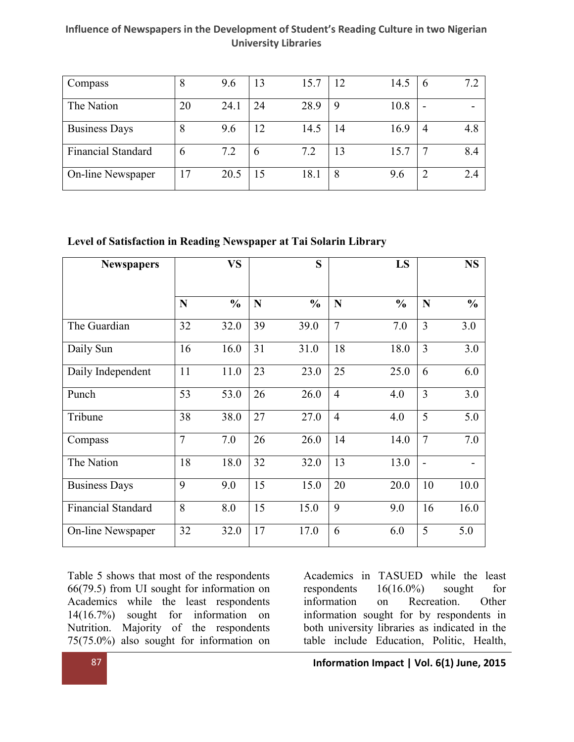| Compass | 8 | 9.6 | 13 | 15.7 | 12 | 14.5 | 6 | 7.2 |
|---|---|---|---|---|---|---|---|---|
| The Nation | 20 | 24.1 | 24 | 28.9 | 9 | 10.8 | - | - |
| Business Days | 8 | 9.6 | 12 | 14.5 | 14 | 16.9 | 4 | 4.8 |
| Financial Standard | 6 | 7.2 | 6 | 7.2 | 13 | 15.7 | 7 | 8.4 |
| On-line Newspaper | 17 | 20.5 | 15 | 18.1 | 8 | 9.6 | 2 | 2.4 |

**Level of Satisfaction in Reading Newspaper at Tai Solarin Library**

| **Newspapers** | **VS** | | **S** | | **LS** | | **NS** | |
|---|---|---|---|---|---|---|---|---|
| | **N** | **%** | **N** | **%** | **N** | **%** | **N** | **%** |
| The Guardian | 32 | 32.0 | 39 | 39.0 | 7 | 7.0 | 3 | 3.0 |
| Daily Sun | 16 | 16.0 | 31 | 31.0 | 18 | 18.0 | 3 | 3.0 |
| Daily Independent | 11 | 11.0 | 23 | 23.0 | 25 | 25.0 | 6 | 6.0 |
| Punch | 53 | 53.0 | 26 | 26.0 | 4 | 4.0 | 3 | 3.0 |
| Tribune | 38 | 38.0 | 27 | 27.0 | 4 | 4.0 | 5 | 5.0 |
| Compass | 7 | 7.0 | 26 | 26.0 | 14 | 14.0 | 7 | 7.0 |
| The Nation | 18 | 18.0 | 32 | 32.0 | 13 | 13.0 | - | - |
| Business Days | 9 | 9.0 | 15 | 15.0 | 20 | 20.0 | 10 | 10.0 |
| Financial Standard | 8 | 8.0 | 15 | 15.0 | 9 | 9.0 | 16 | 16.0 |
| On-line Newspaper | 32 | 32.0 | 17 | 17.0 | 6 | 6.0 | 5 | 5.0 |

Table 5 shows that most of the respondents 66(79.5) from UI sought for information on Academics while the least respondents 14(16.7%) sought for information on Nutrition. Majority of the respondents 75(75.0%) also sought for information on Academics in TASUED while the least respondents 16(16.0%) sought for information on Recreation. Other information sought for by respondents in both university libraries as indicated in the table include Education, Politic, Health,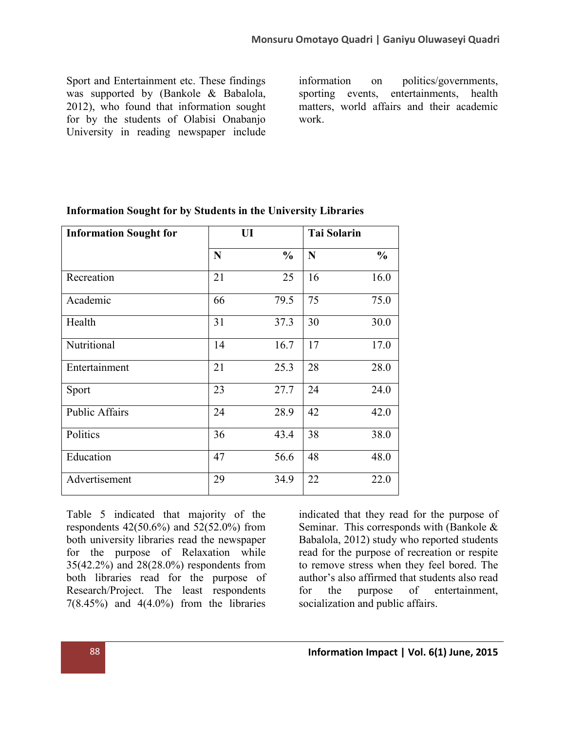Sport and Entertainment etc. These findings was supported by (Bankole & Babalola, 2012), who found that information sought for by the students of Olabisi Onabanjo University in reading newspaper include information on politics/governments, sporting events, entertainments, health matters, world affairs and their academic work.

**Information Sought for by Students in the University Libraries**

| Information Sought for | UI | | Tai Solarin | |
|---|---|---|---|---|
| | N | % | N | % |
| Recreation | 21 | 25 | 16 | 16.0 |
| Academic | 66 | 79.5 | 75 | 75.0 |
| Health | 31 | 37.3 | 30 | 30.0 |
| Nutritional | 14 | 16.7 | 17 | 17.0 |
| Entertainment | 21 | 25.3 | 28 | 28.0 |
| Sport | 23 | 27.7 | 24 | 24.0 |
| Public Affairs | 24 | 28.9 | 42 | 42.0 |
| Politics | 36 | 43.4 | 38 | 38.0 |
| Education | 47 | 56.6 | 48 | 48.0 |
| Advertisement | 29 | 34.9 | 22 | 22.0 |

Table 5 indicated that majority of the respondents 42(50.6%) and 52(52.0%) from both university libraries read the newspaper for the purpose of Relaxation while 35(42.2%) and 28(28.0%) respondents from both libraries read for the purpose of Research/Project. The least respondents 7(8.45%) and 4(4.0%) from the libraries indicated that they read for the purpose of Seminar. This corresponds with (Bankole & Babalola, 2012) study who reported students read for the purpose of recreation or respite to remove stress when they feel bored. The author's also affirmed that students also read for the purpose of entertainment, socialization and public affairs.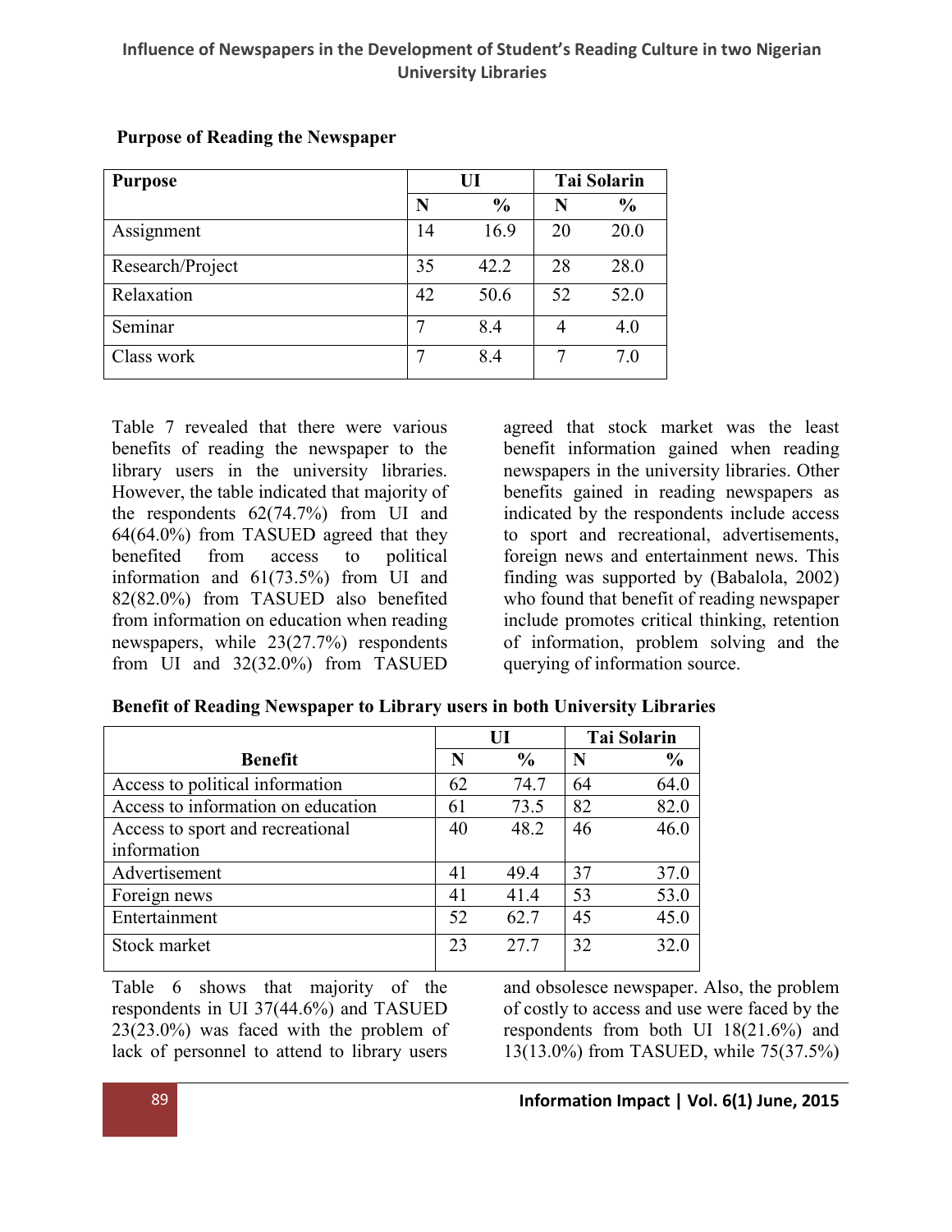**Purpose of Reading the Newspaper**

| Purpose | UI | | Tai Solarin | |
|---|---|---|---|---|
| | N | % | N | % |
| Assignment | 14 | 16.9 | 20 | 20.0 |
| Research/Project | 35 | 42.2 | 28 | 28.0 |
| Relaxation | 42 | 50.6 | 52 | 52.0 |
| Seminar | 7 | 8.4 | 4 | 4.0 |
| Class work | 7 | 8.4 | 7 | 7.0 |

Table 7 revealed that there were various benefits of reading the newspaper to the library users in the university libraries. However, the table indicated that majority of the respondents 62(74.7%) from UI and 64(64.0%) from TASUED agreed that they benefited from access to political information and 61(73.5%) from UI and 82(82.0%) from TASUED also benefited from information on education when reading newspapers, while 23(27.7%) respondents from UI and 32(32.0%) from TASUED agreed that stock market was the least benefit information gained when reading newspapers in the university libraries. Other benefits gained in reading newspapers as indicated by the respondents include access to sport and recreational, advertisements, foreign news and entertainment news. This finding was supported by (Babalola, 2002) who found that benefit of reading newspaper include promotes critical thinking, retention of information, problem solving and the querying of information source.

**Benefit of Reading Newspaper to Library users in both University Libraries**

| Benefit | UI | | Tai Solarin | |
|---|---|---|---|---|
| | N | % | N | % |
| Access to political information | 62 | 74.7 | 64 | 64.0 |
| Access to information on education | 61 | 73.5 | 82 | 82.0 |
| Access to sport and recreational information | 40 | 48.2 | 46 | 46.0 |
| Advertisement | 41 | 49.4 | 37 | 37.0 |
| Foreign news | 41 | 41.4 | 53 | 53.0 |
| Entertainment | 52 | 62.7 | 45 | 45.0 |
| Stock market | 23 | 27.7 | 32 | 32.0 |

Table 6 shows that majority of the respondents in UI 37(44.6%) and TASUED 23(23.0%) was faced with the problem of lack of personnel to attend to library users and obsolesce newspaper. Also, the problem of costly to access and use were faced by the respondents from both UI 18(21.6%) and 13(13.0%) from TASUED, while 75(37.5%)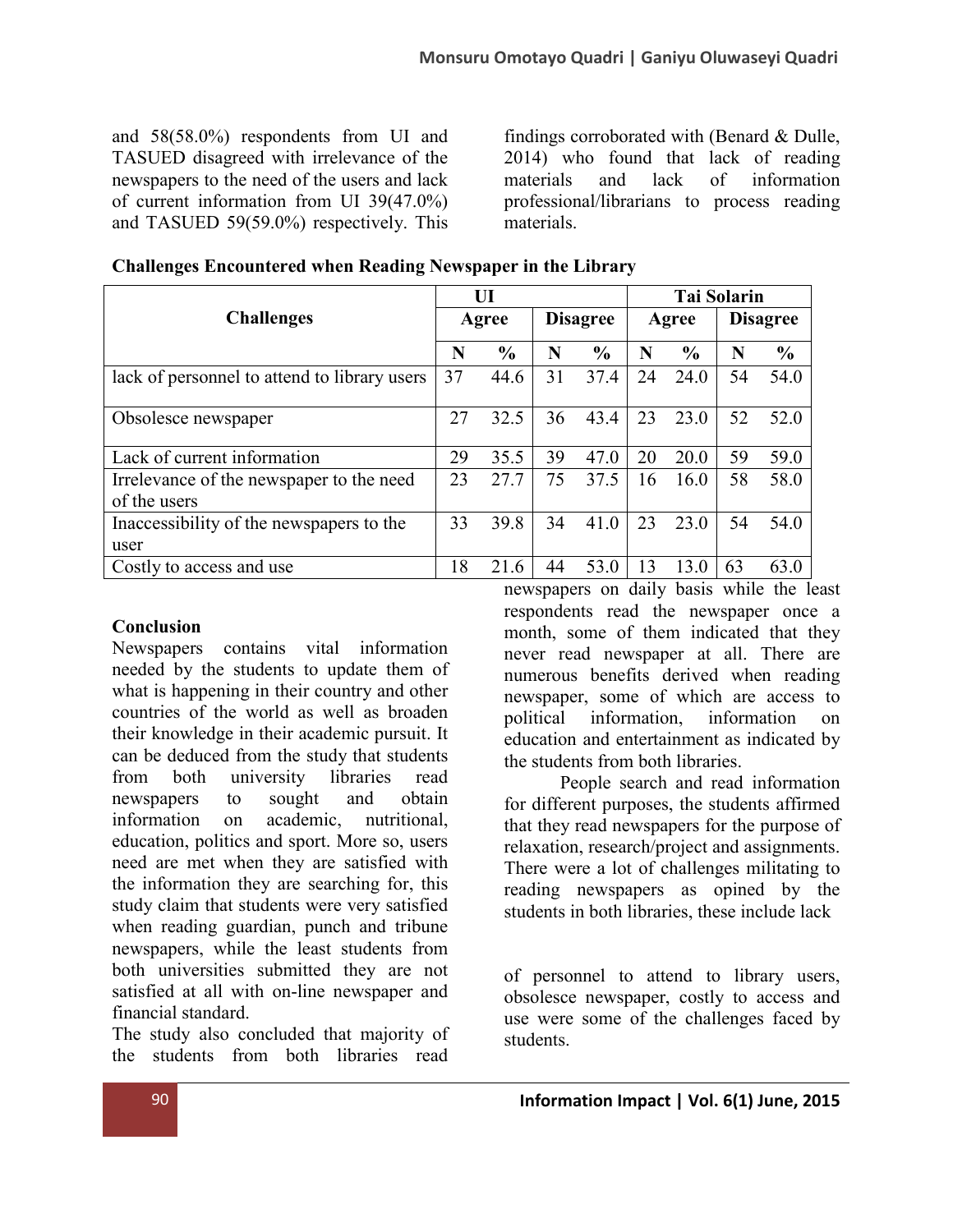and 58(58.0%) respondents from UI and TASUED disagreed with irrelevance of the newspapers to the need of the users and lack of current information from UI 39(47.0%) and TASUED 59(59.0%) respectively. This findings corroborated with (Benard & Dulle, 2014) who found that lack of reading materials and lack of information professional/librarians to process reading materials.

**Challenges Encountered when Reading Newspaper in the Library**

| Challenges | UI | | | | Tai Solarin | | | |
|---|---|---|---|---|---|---|---|---|
| | Agree | | Disagree | | Agree | | Disagree | |
| | N | % | N | % | N | % | N | % |
| lack of personnel to attend to library users | 37 | 44.6 | 31 | 37.4 | 24 | 24.0 | 54 | 54.0 |
| Obsolesce newspaper | 27 | 32.5 | 36 | 43.4 | 23 | 23.0 | 52 | 52.0 |
| Lack of current information | 29 | 35.5 | 39 | 47.0 | 20 | 20.0 | 59 | 59.0 |
| Irrelevance of the newspaper to the need of the users | 23 | 27.7 | 75 | 37.5 | 16 | 16.0 | 58 | 58.0 |
| Inaccessibility of the newspapers to the user | 33 | 39.8 | 34 | 41.0 | 23 | 23.0 | 54 | 54.0 |
| Costly to access and use | 18 | 21.6 | 44 | 53.0 | 13 | 13.0 | 63 | 63.0 |

## Conclusion

Newspapers contains vital information needed by the students to update them of what is happening in their country and other countries of the world as well as broaden their knowledge in their academic pursuit. It can be deduced from the study that students from both university libraries read newspapers to sought and obtain information on academic, nutritional, education, politics and sport. More so, users need are met when they are satisfied with the information they are searching for, this study claim that students were very satisfied when reading guardian, punch and tribune newspapers, while the least students from both universities submitted they are not satisfied at all with on-line newspaper and financial standard.

The study also concluded that majority of the students from both libraries read newspapers on daily basis while the least respondents read the newspaper once a month, some of them indicated that they never read newspaper at all. There are numerous benefits derived when reading newspaper, some of which are access to political information, information on education and entertainment as indicated by the students from both libraries.

People search and read information for different purposes, the students affirmed that they read newspapers for the purpose of relaxation, research/project and assignments. There were a lot of challenges militating to reading newspapers as opined by the students in both libraries, these include lack of personnel to attend to library users, obsolesce newspaper, costly to access and use were some of the challenges faced by students.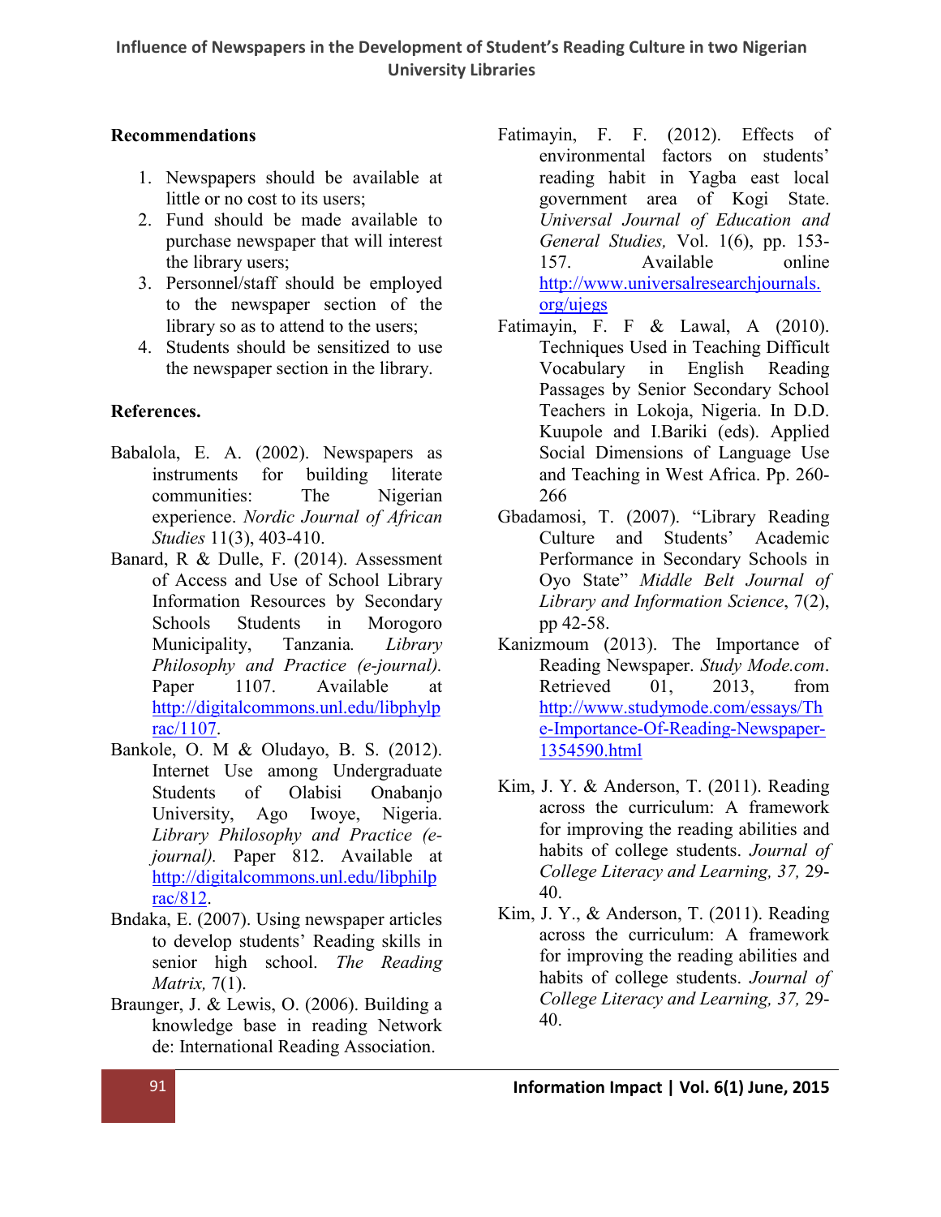## Recommendations

1. Newspapers should be available at little or no cost to its users;
2. Fund should be made available to purchase newspaper that will interest the library users;
3. Personnel/staff should be employed to the newspaper section of the library so as to attend to the users;
4. Students should be sensitized to use the newspaper section in the library.

## References.

Babalola, E. A. (2002). Newspapers as instruments for building literate communities: The Nigerian experience. *Nordic Journal of African Studies* 11(3), 403-410.

Banard, R & Dulle, F. (2014). Assessment of Access and Use of School Library Information Resources by Secondary Schools Students in Morogoro Municipality, Tanzania*.* *Library Philosophy and Practice (e-journal).* Paper 1107. Available at http://digitalcommons.unl.edu/libphylprac/1107.

Bankole, O. M & Oludayo, B. S. (2012). Internet Use among Undergraduate Students of Olabisi Onabanjo University, Ago Iwoye, Nigeria. *Library Philosophy and Practice (e-journal).* Paper 812. Available at http://digitalcommons.unl.edu/libphilprac/812.

Bndaka, E. (2007). Using newspaper articles to develop students' Reading skills in senior high school. *The Reading Matrix,* 7(1).

Braunger, J. & Lewis, O. (2006). Building a knowledge base in reading Network de: International Reading Association.

Fatimayin, F. F. (2012). Effects of environmental factors on students' reading habit in Yagba east local government area of Kogi State. *Universal Journal of Education and General Studies,* Vol. 1(6), pp. 153-157. Available online http://www.universalresearchjournals.org/ujegs

Fatimayin, F. F & Lawal, A (2010). Techniques Used in Teaching Difficult Vocabulary in English Reading Passages by Senior Secondary School Teachers in Lokoja, Nigeria. In D.D. Kuupole and I.Bariki (eds). Applied Social Dimensions of Language Use and Teaching in West Africa. Pp. 260-266

Gbadamosi, T. (2007). "Library Reading Culture and Students' Academic Performance in Secondary Schools in Oyo State" *Middle Belt Journal of Library and Information Science*, 7(2), pp 42-58.

Kanizmoum (2013). The Importance of Reading Newspaper. *Study Mode.com*. Retrieved 01, 2013, from http://www.studymode.com/essays/The-Importance-Of-Reading-Newspaper-1354590.html

Kim, J. Y. & Anderson, T. (2011). Reading across the curriculum: A framework for improving the reading abilities and habits of college students. *Journal of College Literacy and Learning, 37,* 29-40.

Kim, J. Y., & Anderson, T. (2011). Reading across the curriculum: A framework for improving the reading abilities and habits of college students. *Journal of College Literacy and Learning, 37,* 29-40.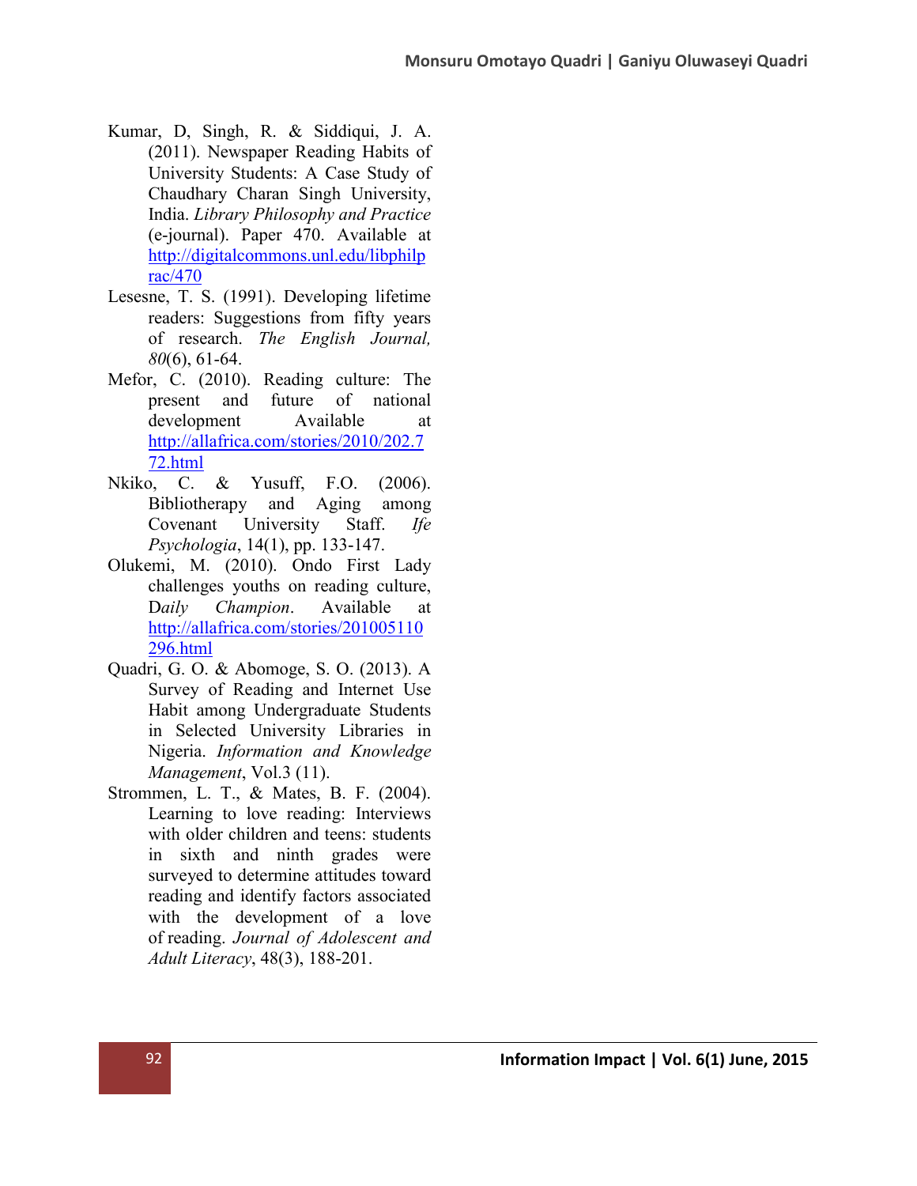Kumar, D, Singh, R. & Siddiqui, J. A. (2011). Newspaper Reading Habits of University Students: A Case Study of Chaudhary Charan Singh University, India. *Library Philosophy and Practice* (e-journal). Paper 470. Available at http://digitalcommons.unl.edu/libphilprac/470

Lesesne, T. S. (1991). Developing lifetime readers: Suggestions from fifty years of research. *The English Journal, 80*(6), 61-64.

Mefor, C. (2010). Reading culture: The present and future of national development Available at http://allafrica.com/stories/2010/202.772.html

Nkiko, C. & Yusuff, F.O. (2006). Bibliotherapy and Aging among Covenant University Staff. *Ife Psychologia*, 14(1), pp. 133-147.

Olukemi, M. (2010). Ondo First Lady challenges youths on reading culture, *Daily Champion*. Available at http://allafrica.com/stories/201005110296.html

Quadri, G. O. & Abomoge, S. O. (2013). A Survey of Reading and Internet Use Habit among Undergraduate Students in Selected University Libraries in Nigeria. *Information and Knowledge Management*, Vol.3 (11).

Strommen, L. T., & Mates, B. F. (2004). Learning to love reading: Interviews with older children and teens: students in sixth and ninth grades were surveyed to determine attitudes toward reading and identify factors associated with the development of a love of reading. *Journal of Adolescent and Adult Literacy*, 48(3), 188-201.